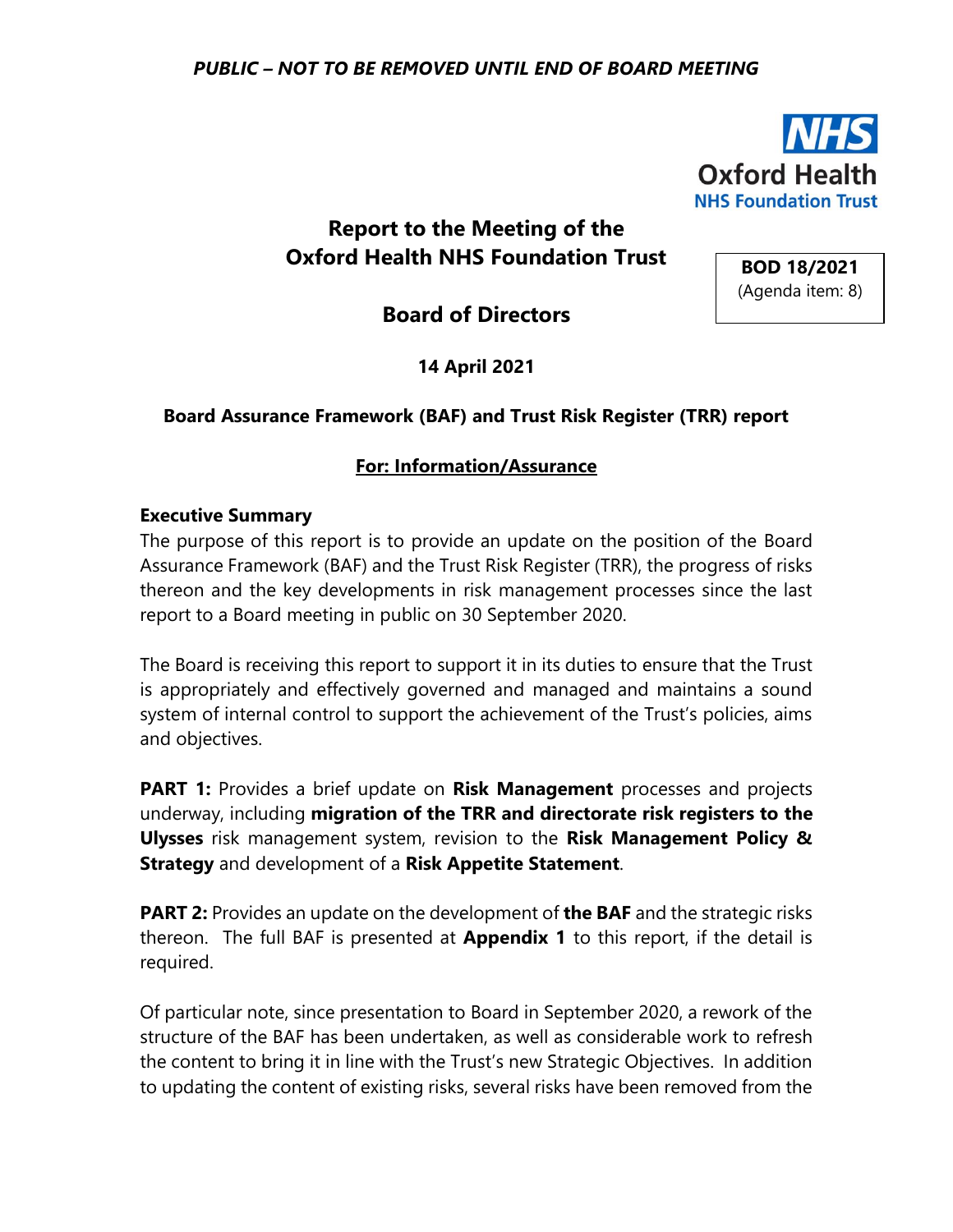*PUBLIC – NOT TO BE REMOVED UNTIL END OF BOARD MEETING*

NHS
Oxford Health
NHS Foundation Trust

# Report to the Meeting of the Oxford Health NHS Foundation Trust

**BOD 18/2021**
(Agenda item: 8)

# Board of Directors

**14 April 2021**

## Board Assurance Framework (BAF) and Trust Risk Register (TRR) report

**For: Information/Assurance**

**Executive Summary**

The purpose of this report is to provide an update on the position of the Board Assurance Framework (BAF) and the Trust Risk Register (TRR), the progress of risks thereon and the key developments in risk management processes since the last report to a Board meeting in public on 30 September 2020.

The Board is receiving this report to support it in its duties to ensure that the Trust is appropriately and effectively governed and managed and maintains a sound system of internal control to support the achievement of the Trust's policies, aims and objectives.

**PART 1:** Provides a brief update on **Risk Management** processes and projects underway, including **migration of the TRR and directorate risk registers to the Ulysses** risk management system, revision to the **Risk Management Policy & Strategy** and development of a **Risk Appetite Statement**.

**PART 2:** Provides an update on the development of **the BAF** and the strategic risks thereon. The full BAF is presented at **Appendix 1** to this report, if the detail is required.

Of particular note, since presentation to Board in September 2020, a rework of the structure of the BAF has been undertaken, as well as considerable work to refresh the content to bring it in line with the Trust's new Strategic Objectives. In addition to updating the content of existing risks, several risks have been removed from the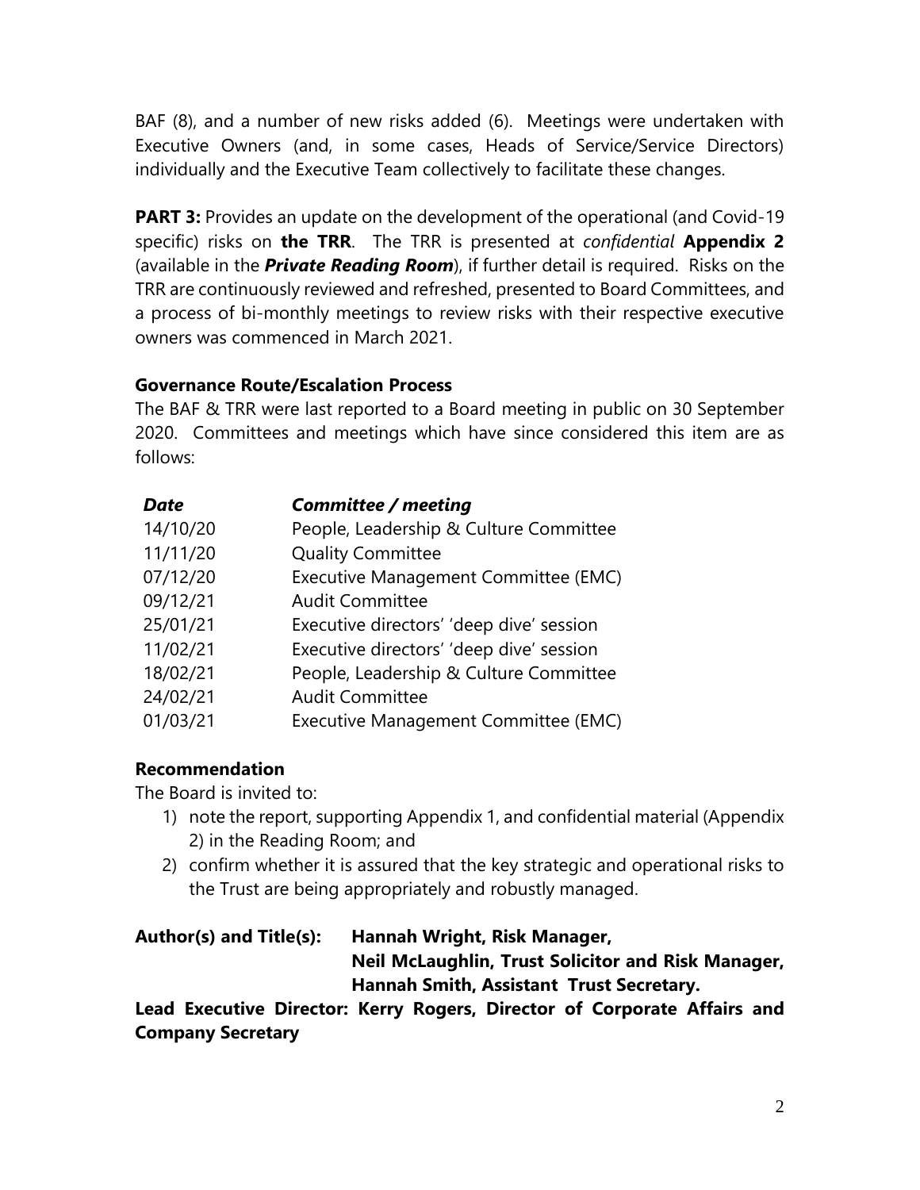BAF (8), and a number of new risks added (6). Meetings were undertaken with Executive Owners (and, in some cases, Heads of Service/Service Directors) individually and the Executive Team collectively to facilitate these changes.

**PART 3:** Provides an update on the development of the operational (and Covid-19 specific) risks on **the TRR**. The TRR is presented at *confidential* **Appendix 2** (available in the ***Private Reading Room***), if further detail is required. Risks on the TRR are continuously reviewed and refreshed, presented to Board Committees, and a process of bi-monthly meetings to review risks with their respective executive owners was commenced in March 2021.

**Governance Route/Escalation Process**

The BAF & TRR were last reported to a Board meeting in public on 30 September 2020. Committees and meetings which have since considered this item are as follows:

| *Date* | *Committee / meeting* |
|---|---|
| 14/10/20 | People, Leadership & Culture Committee |
| 11/11/20 | Quality Committee |
| 07/12/20 | Executive Management Committee (EMC) |
| 09/12/21 | Audit Committee |
| 25/01/21 | Executive directors' 'deep dive' session |
| 11/02/21 | Executive directors' 'deep dive' session |
| 18/02/21 | People, Leadership & Culture Committee |
| 24/02/21 | Audit Committee |
| 01/03/21 | Executive Management Committee (EMC) |

**Recommendation**

The Board is invited to:

1) note the report, supporting Appendix 1, and confidential material (Appendix 2) in the Reading Room; and
2) confirm whether it is assured that the key strategic and operational risks to the Trust are being appropriately and robustly managed.

**Author(s) and Title(s):** **Hannah Wright, Risk Manager,**
**Neil McLaughlin, Trust Solicitor and Risk Manager,**
**Hannah Smith, Assistant Trust Secretary.**

**Lead Executive Director: Kerry Rogers, Director of Corporate Affairs and Company Secretary**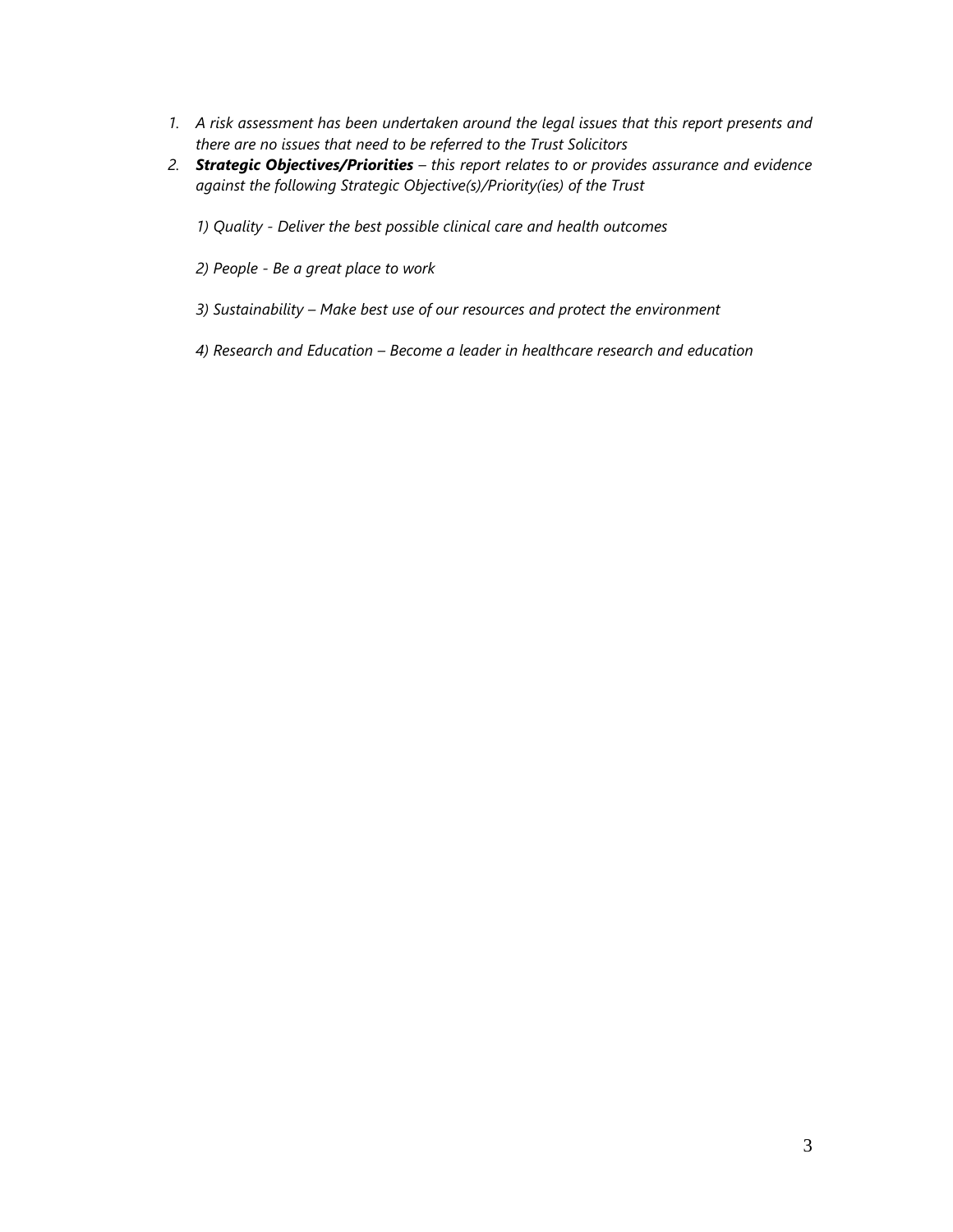1. *A risk assessment has been undertaken around the legal issues that this report presents and there are no issues that need to be referred to the Trust Solicitors*
2. ***Strategic Objectives/Priorities** – this report relates to or provides assurance and evidence against the following Strategic Objective(s)/Priority(ies) of the Trust*

   *1) Quality - Deliver the best possible clinical care and health outcomes*

   *2) People - Be a great place to work*

   *3) Sustainability – Make best use of our resources and protect the environment*

   *4) Research and Education – Become a leader in healthcare research and education*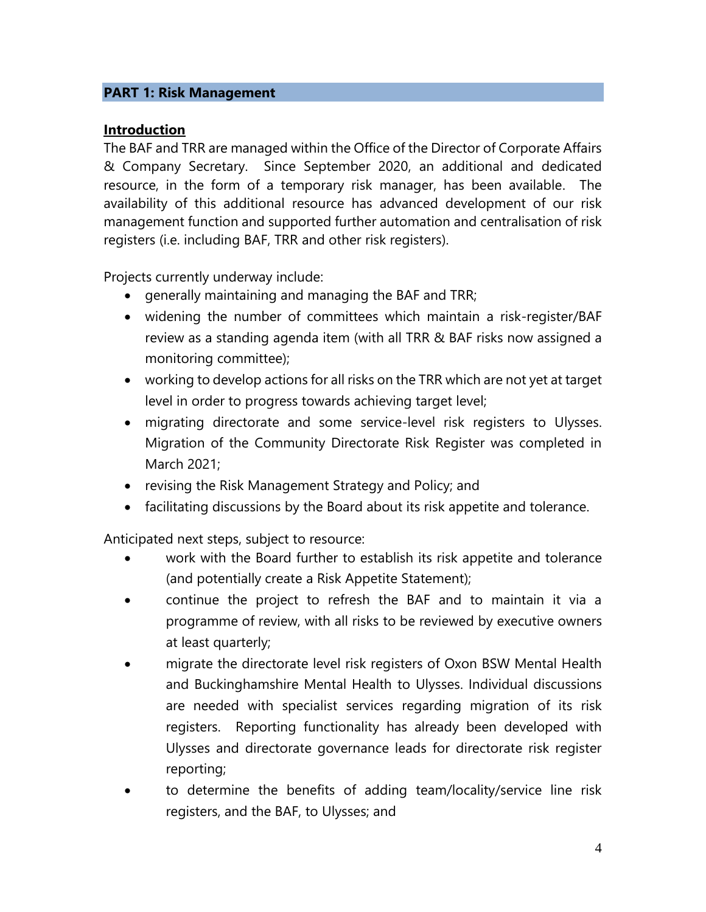## PART 1: Risk Management

### Introduction

The BAF and TRR are managed within the Office of the Director of Corporate Affairs & Company Secretary. Since September 2020, an additional and dedicated resource, in the form of a temporary risk manager, has been available. The availability of this additional resource has advanced development of our risk management function and supported further automation and centralisation of risk registers (i.e. including BAF, TRR and other risk registers).

Projects currently underway include:

- generally maintaining and managing the BAF and TRR;
- widening the number of committees which maintain a risk-register/BAF review as a standing agenda item (with all TRR & BAF risks now assigned a monitoring committee);
- working to develop actions for all risks on the TRR which are not yet at target level in order to progress towards achieving target level;
- migrating directorate and some service-level risk registers to Ulysses. Migration of the Community Directorate Risk Register was completed in March 2021;
- revising the Risk Management Strategy and Policy; and
- facilitating discussions by the Board about its risk appetite and tolerance.

Anticipated next steps, subject to resource:

- work with the Board further to establish its risk appetite and tolerance (and potentially create a Risk Appetite Statement);
- continue the project to refresh the BAF and to maintain it via a programme of review, with all risks to be reviewed by executive owners at least quarterly;
- migrate the directorate level risk registers of Oxon BSW Mental Health and Buckinghamshire Mental Health to Ulysses. Individual discussions are needed with specialist services regarding migration of its risk registers. Reporting functionality has already been developed with Ulysses and directorate governance leads for directorate risk register reporting;
- to determine the benefits of adding team/locality/service line risk registers, and the BAF, to Ulysses; and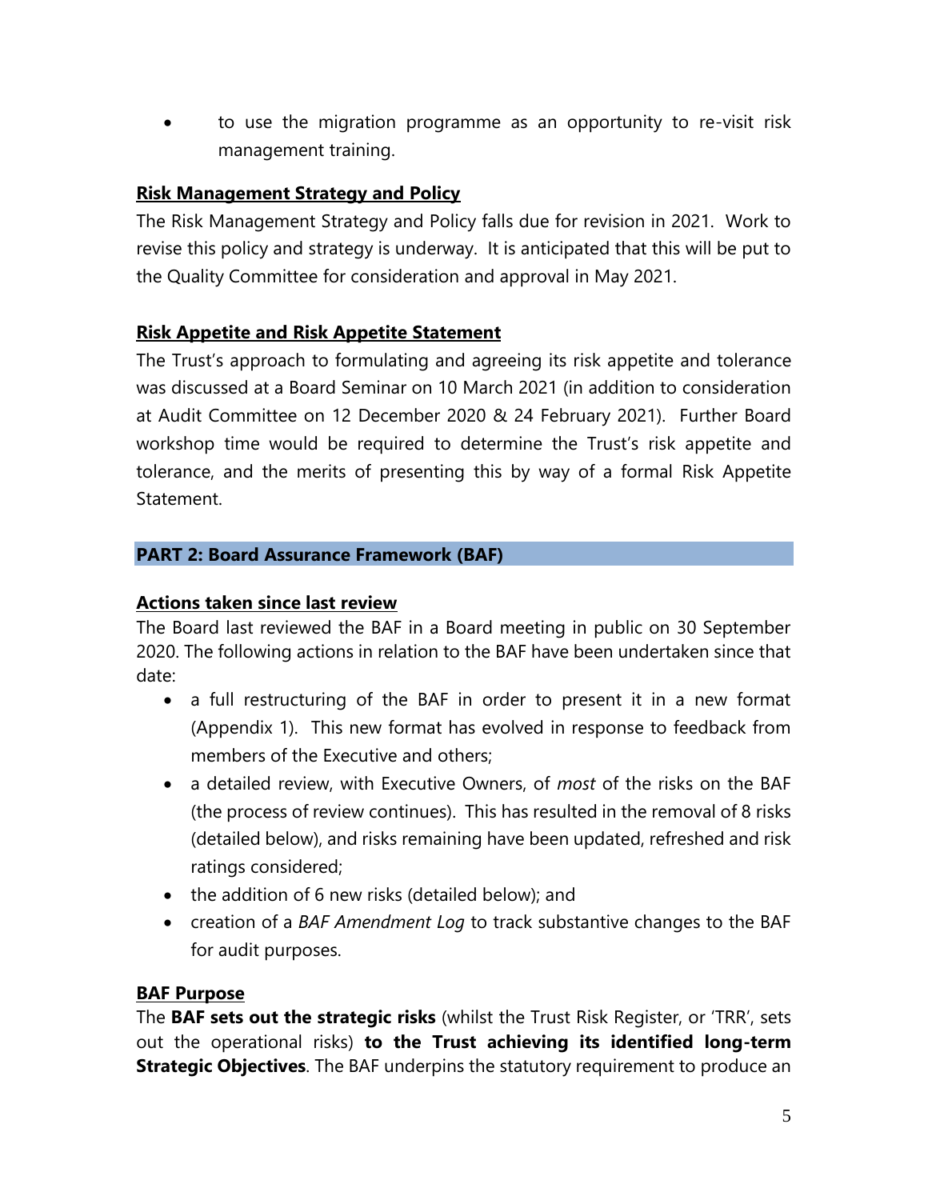- to use the migration programme as an opportunity to re-visit risk management training.

**Risk Management Strategy and Policy**

The Risk Management Strategy and Policy falls due for revision in 2021. Work to revise this policy and strategy is underway. It is anticipated that this will be put to the Quality Committee for consideration and approval in May 2021.

**Risk Appetite and Risk Appetite Statement**

The Trust's approach to formulating and agreeing its risk appetite and tolerance was discussed at a Board Seminar on 10 March 2021 (in addition to consideration at Audit Committee on 12 December 2020 & 24 February 2021). Further Board workshop time would be required to determine the Trust's risk appetite and tolerance, and the merits of presenting this by way of a formal Risk Appetite Statement.

## PART 2: Board Assurance Framework (BAF)

**Actions taken since last review**

The Board last reviewed the BAF in a Board meeting in public on 30 September 2020. The following actions in relation to the BAF have been undertaken since that date:

- a full restructuring of the BAF in order to present it in a new format (Appendix 1). This new format has evolved in response to feedback from members of the Executive and others;
- a detailed review, with Executive Owners, of *most* of the risks on the BAF (the process of review continues). This has resulted in the removal of 8 risks (detailed below), and risks remaining have been updated, refreshed and risk ratings considered;
- the addition of 6 new risks (detailed below); and
- creation of a *BAF Amendment Log* to track substantive changes to the BAF for audit purposes.

**BAF Purpose**

The **BAF sets out the strategic risks** (whilst the Trust Risk Register, or 'TRR', sets out the operational risks) **to the Trust achieving its identified long-term Strategic Objectives**. The BAF underpins the statutory requirement to produce an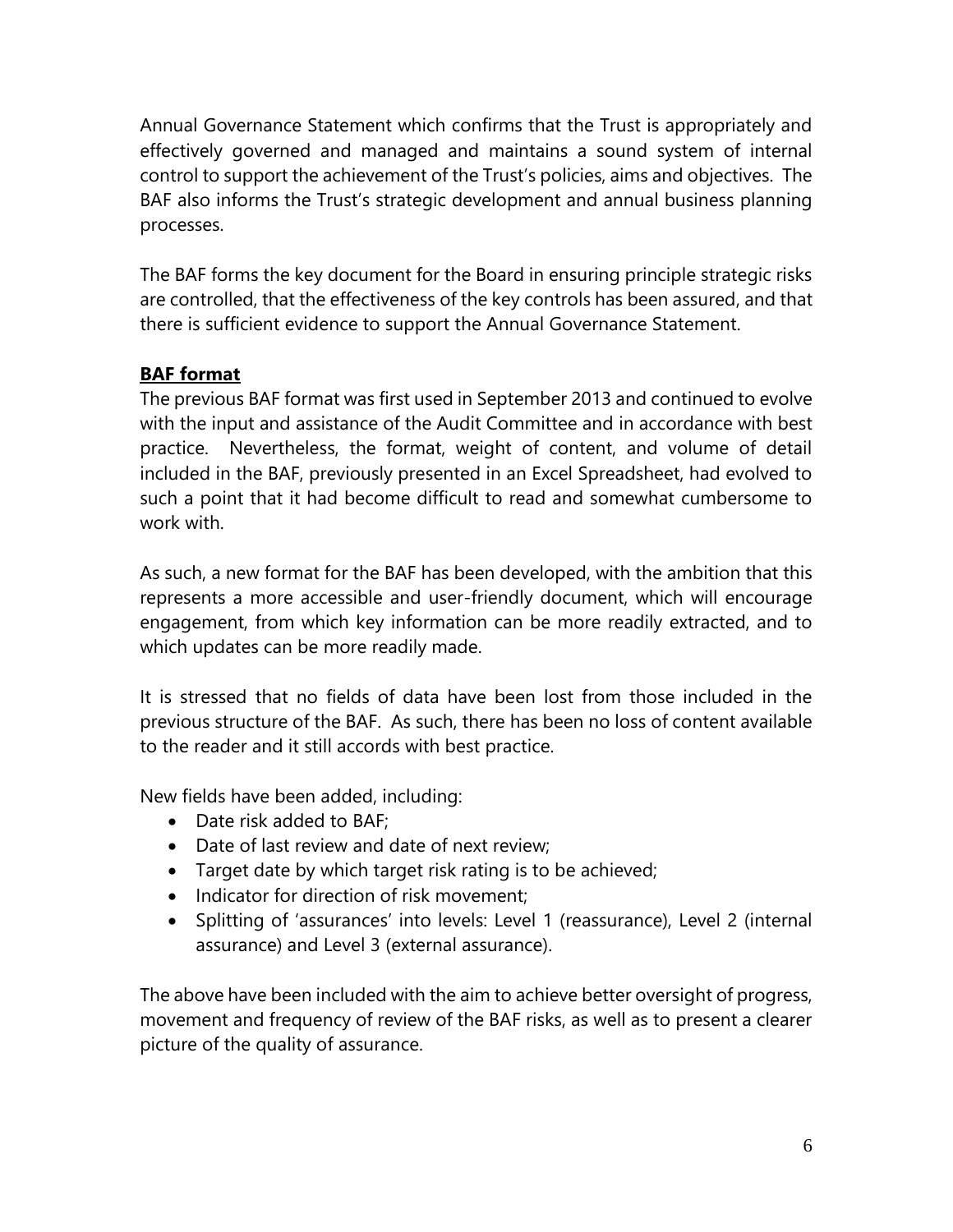Annual Governance Statement which confirms that the Trust is appropriately and effectively governed and managed and maintains a sound system of internal control to support the achievement of the Trust's policies, aims and objectives. The BAF also informs the Trust's strategic development and annual business planning processes.

The BAF forms the key document for the Board in ensuring principle strategic risks are controlled, that the effectiveness of the key controls has been assured, and that there is sufficient evidence to support the Annual Governance Statement.

**BAF format**

The previous BAF format was first used in September 2013 and continued to evolve with the input and assistance of the Audit Committee and in accordance with best practice. Nevertheless, the format, weight of content, and volume of detail included in the BAF, previously presented in an Excel Spreadsheet, had evolved to such a point that it had become difficult to read and somewhat cumbersome to work with.

As such, a new format for the BAF has been developed, with the ambition that this represents a more accessible and user-friendly document, which will encourage engagement, from which key information can be more readily extracted, and to which updates can be more readily made.

It is stressed that no fields of data have been lost from those included in the previous structure of the BAF. As such, there has been no loss of content available to the reader and it still accords with best practice.

New fields have been added, including:

- Date risk added to BAF;
- Date of last review and date of next review;
- Target date by which target risk rating is to be achieved;
- Indicator for direction of risk movement;
- Splitting of 'assurances' into levels: Level 1 (reassurance), Level 2 (internal assurance) and Level 3 (external assurance).

The above have been included with the aim to achieve better oversight of progress, movement and frequency of review of the BAF risks, as well as to present a clearer picture of the quality of assurance.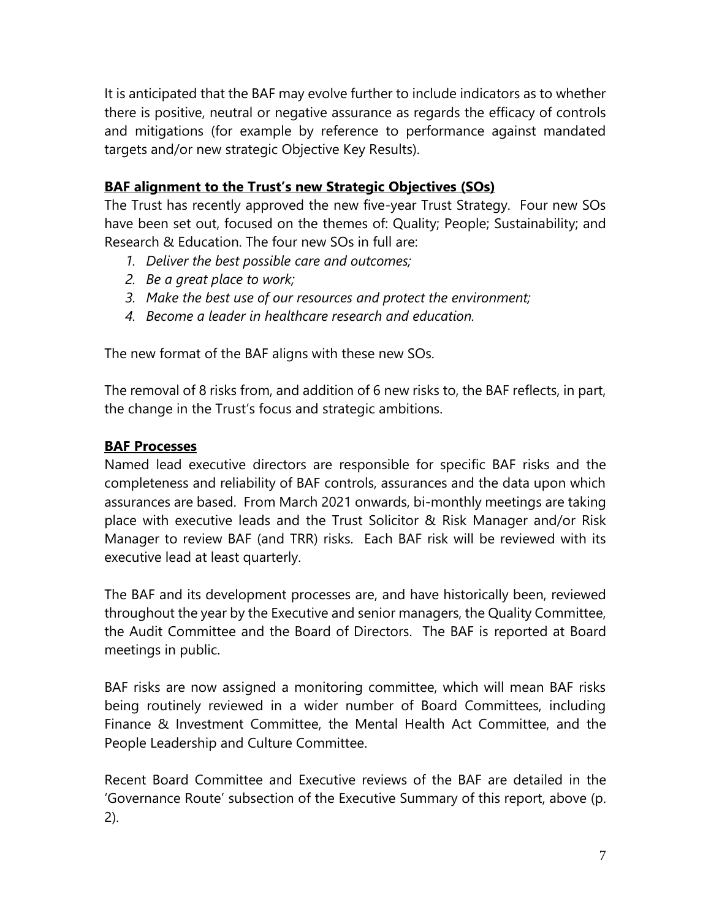It is anticipated that the BAF may evolve further to include indicators as to whether there is positive, neutral or negative assurance as regards the efficacy of controls and mitigations (for example by reference to performance against mandated targets and/or new strategic Objective Key Results).

**BAF alignment to the Trust's new Strategic Objectives (SOs)**

The Trust has recently approved the new five-year Trust Strategy. Four new SOs have been set out, focused on the themes of: Quality; People; Sustainability; and Research & Education. The four new SOs in full are:

1. *Deliver the best possible care and outcomes;*
2. *Be a great place to work;*
3. *Make the best use of our resources and protect the environment;*
4. *Become a leader in healthcare research and education.*

The new format of the BAF aligns with these new SOs.

The removal of 8 risks from, and addition of 6 new risks to, the BAF reflects, in part, the change in the Trust's focus and strategic ambitions.

**BAF Processes**

Named lead executive directors are responsible for specific BAF risks and the completeness and reliability of BAF controls, assurances and the data upon which assurances are based. From March 2021 onwards, bi-monthly meetings are taking place with executive leads and the Trust Solicitor & Risk Manager and/or Risk Manager to review BAF (and TRR) risks. Each BAF risk will be reviewed with its executive lead at least quarterly.

The BAF and its development processes are, and have historically been, reviewed throughout the year by the Executive and senior managers, the Quality Committee, the Audit Committee and the Board of Directors. The BAF is reported at Board meetings in public.

BAF risks are now assigned a monitoring committee, which will mean BAF risks being routinely reviewed in a wider number of Board Committees, including Finance & Investment Committee, the Mental Health Act Committee, and the People Leadership and Culture Committee.

Recent Board Committee and Executive reviews of the BAF are detailed in the 'Governance Route' subsection of the Executive Summary of this report, above (p. 2).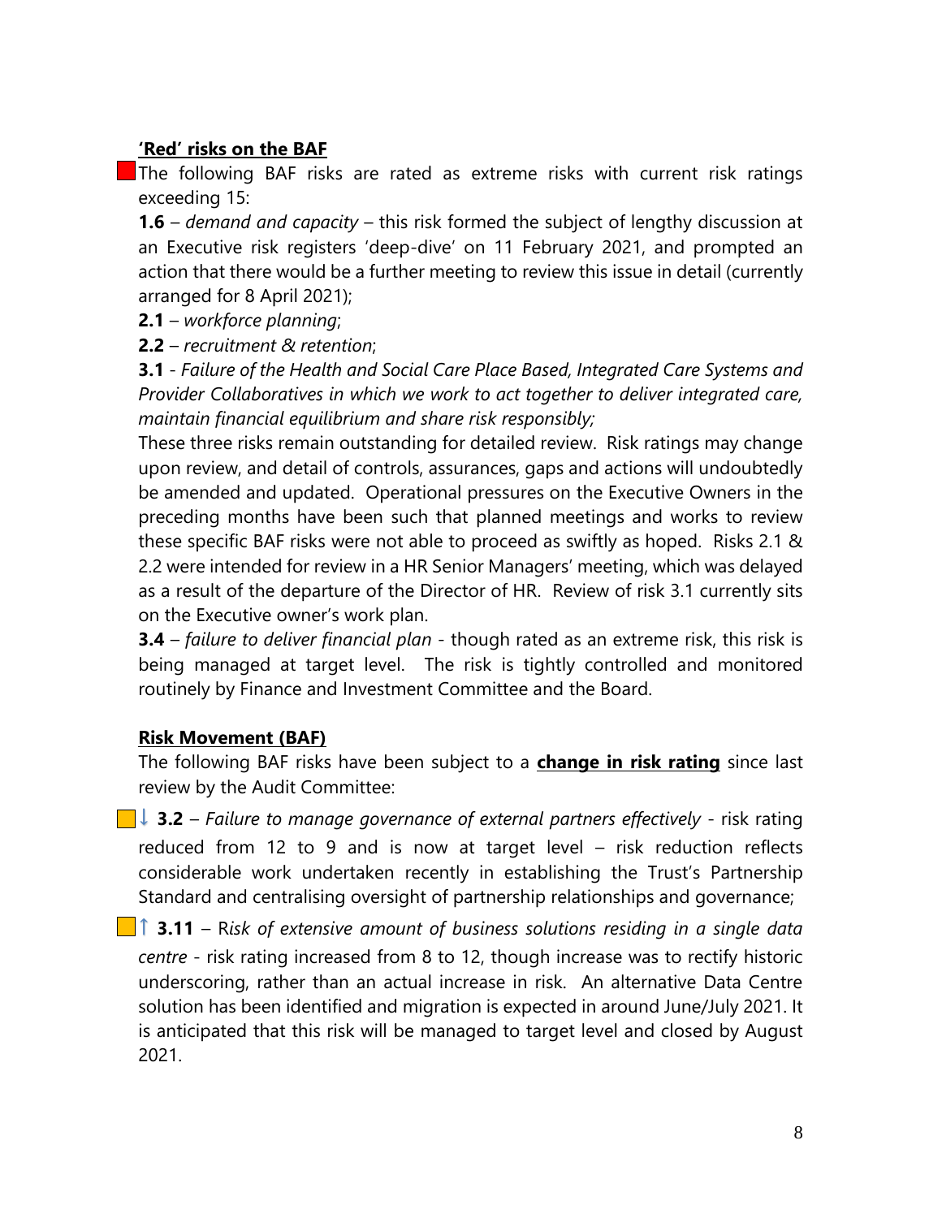**<u>'Red' risks on the BAF</u>**

The following BAF risks are rated as extreme risks with current risk ratings exceeding 15:

**1.6** – *demand and capacity* – this risk formed the subject of lengthy discussion at an Executive risk registers 'deep-dive' on 11 February 2021, and prompted an action that there would be a further meeting to review this issue in detail (currently arranged for 8 April 2021);

**2.1** – *workforce planning*;

**2.2** – *recruitment & retention*;

**3.1** - *Failure of the Health and Social Care Place Based, Integrated Care Systems and Provider Collaboratives in which we work to act together to deliver integrated care, maintain financial equilibrium and share risk responsibly;*

These three risks remain outstanding for detailed review. Risk ratings may change upon review, and detail of controls, assurances, gaps and actions will undoubtedly be amended and updated. Operational pressures on the Executive Owners in the preceding months have been such that planned meetings and works to review these specific BAF risks were not able to proceed as swiftly as hoped. Risks 2.1 & 2.2 were intended for review in a HR Senior Managers' meeting, which was delayed as a result of the departure of the Director of HR. Review of risk 3.1 currently sits on the Executive owner's work plan.

**3.4** – *failure to deliver financial plan* - though rated as an extreme risk, this risk is being managed at target level. The risk is tightly controlled and monitored routinely by Finance and Investment Committee and the Board.

**<u>Risk Movement (BAF)</u>**

The following BAF risks have been subject to a **<u>change in risk rating</u>** since last review by the Audit Committee:

↓ **3.2** – *Failure to manage governance of external partners effectively* - risk rating reduced from 12 to 9 and is now at target level – risk reduction reflects considerable work undertaken recently in establishing the Trust's Partnership Standard and centralising oversight of partnership relationships and governance;

↑ **3.11** – R*isk of extensive amount of business solutions residing in a single data centre* - risk rating increased from 8 to 12, though increase was to rectify historic underscoring, rather than an actual increase in risk. An alternative Data Centre solution has been identified and migration is expected in around June/July 2021. It is anticipated that this risk will be managed to target level and closed by August 2021.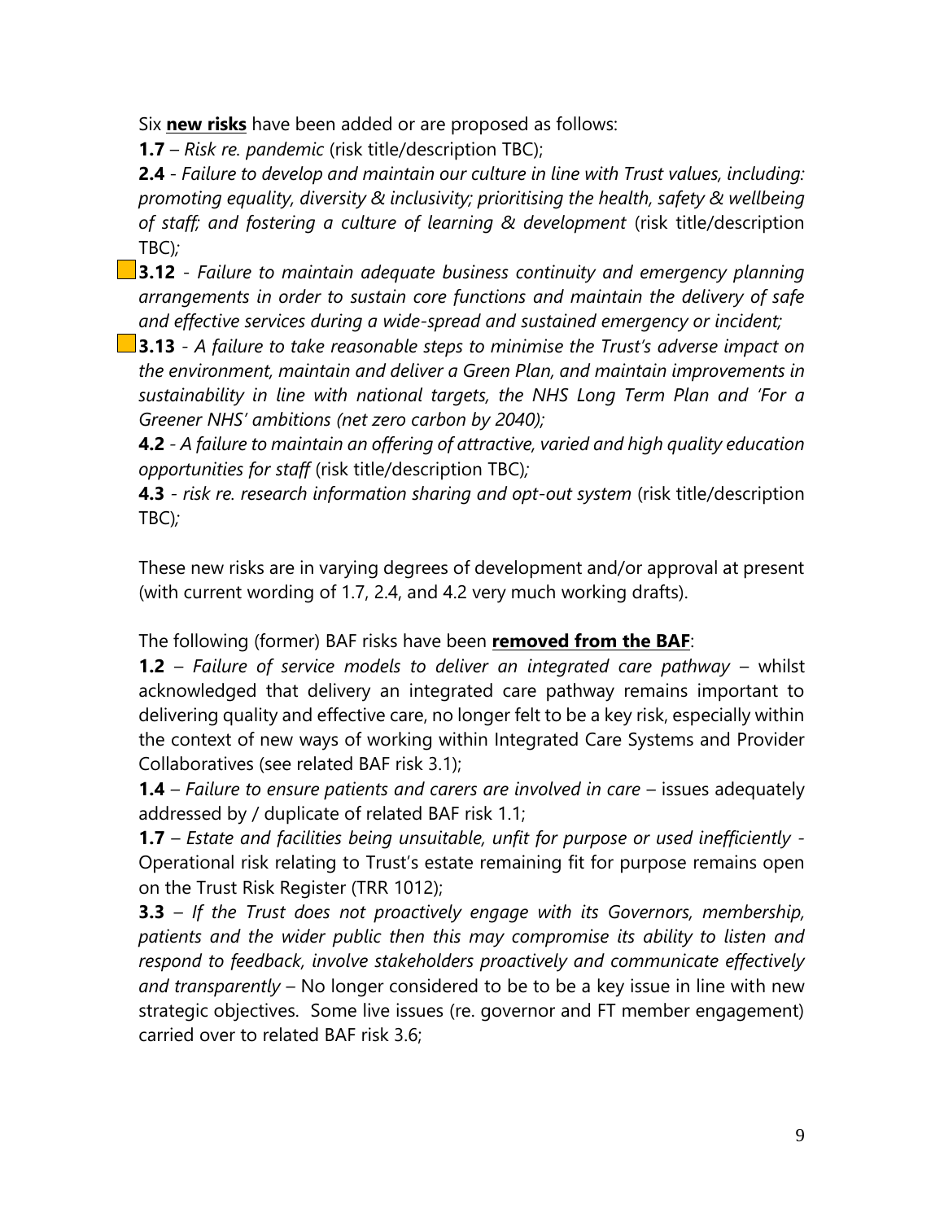Six **new risks** have been added or are proposed as follows:

**1.7** – *Risk re. pandemic* (risk title/description TBC);

**2.4** - *Failure to develop and maintain our culture in line with Trust values, including: promoting equality, diversity & inclusivity; prioritising the health, safety & wellbeing of staff; and fostering a culture of learning & development* (risk title/description TBC)*;*

**3.12** - *Failure to maintain adequate business continuity and emergency planning arrangements in order to sustain core functions and maintain the delivery of safe and effective services during a wide-spread and sustained emergency or incident;*

**3.13** - *A failure to take reasonable steps to minimise the Trust's adverse impact on the environment, maintain and deliver a Green Plan, and maintain improvements in sustainability in line with national targets, the NHS Long Term Plan and 'For a Greener NHS' ambitions (net zero carbon by 2040);*

**4.2** - *A failure to maintain an offering of attractive, varied and high quality education opportunities for staff* (risk title/description TBC)*;*

**4.3** - *risk re. research information sharing and opt-out system* (risk title/description TBC)*;*

These new risks are in varying degrees of development and/or approval at present (with current wording of 1.7, 2.4, and 4.2 very much working drafts).

The following (former) BAF risks have been **removed from the BAF**:

**1.2** – *Failure of service models to deliver an integrated care pathway* – whilst acknowledged that delivery an integrated care pathway remains important to delivering quality and effective care, no longer felt to be a key risk, especially within the context of new ways of working within Integrated Care Systems and Provider Collaboratives (see related BAF risk 3.1);

**1.4** – *Failure to ensure patients and carers are involved in care* – issues adequately addressed by / duplicate of related BAF risk 1.1;

**1.7** – *Estate and facilities being unsuitable, unfit for purpose or used inefficiently* - Operational risk relating to Trust's estate remaining fit for purpose remains open on the Trust Risk Register (TRR 1012);

**3.3** – *If the Trust does not proactively engage with its Governors, membership, patients and the wider public then this may compromise its ability to listen and respond to feedback, involve stakeholders proactively and communicate effectively and transparently* – No longer considered to be to be a key issue in line with new strategic objectives. Some live issues (re. governor and FT member engagement) carried over to related BAF risk 3.6;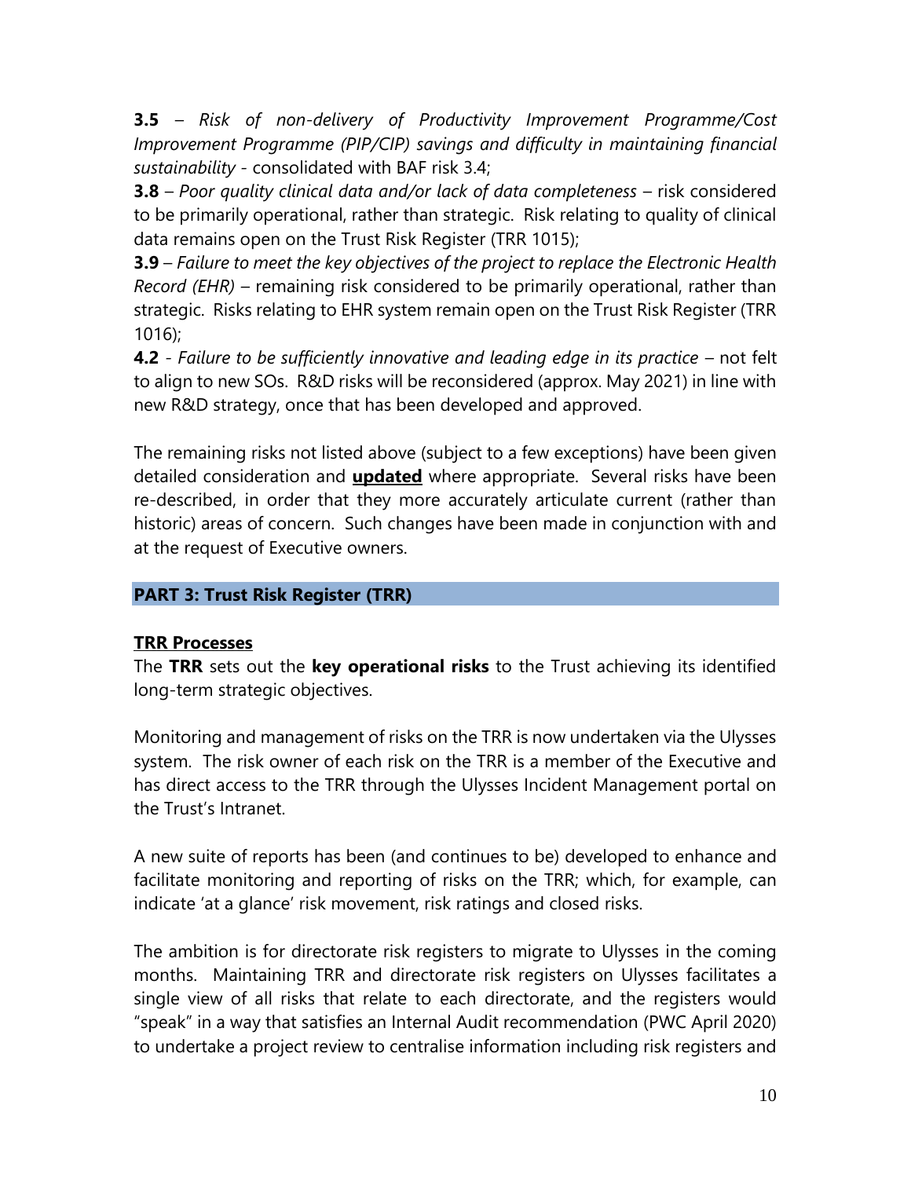**3.5** – *Risk of non-delivery of Productivity Improvement Programme/Cost Improvement Programme (PIP/CIP) savings and difficulty in maintaining financial sustainability* - consolidated with BAF risk 3.4;

**3.8** – *Poor quality clinical data and/or lack of data completeness* – risk considered to be primarily operational, rather than strategic. Risk relating to quality of clinical data remains open on the Trust Risk Register (TRR 1015);

**3.9** – *Failure to meet the key objectives of the project to replace the Electronic Health Record (EHR)* – remaining risk considered to be primarily operational, rather than strategic. Risks relating to EHR system remain open on the Trust Risk Register (TRR 1016);

**4.2** - *Failure to be sufficiently innovative and leading edge in its practice* – not felt to align to new SOs. R&D risks will be reconsidered (approx. May 2021) in line with new R&D strategy, once that has been developed and approved.

The remaining risks not listed above (subject to a few exceptions) have been given detailed consideration and **updated** where appropriate. Several risks have been re-described, in order that they more accurately articulate current (rather than historic) areas of concern. Such changes have been made in conjunction with and at the request of Executive owners.

## PART 3: Trust Risk Register (TRR)

### TRR Processes

The **TRR** sets out the **key operational risks** to the Trust achieving its identified long-term strategic objectives.

Monitoring and management of risks on the TRR is now undertaken via the Ulysses system. The risk owner of each risk on the TRR is a member of the Executive and has direct access to the TRR through the Ulysses Incident Management portal on the Trust's Intranet.

A new suite of reports has been (and continues to be) developed to enhance and facilitate monitoring and reporting of risks on the TRR; which, for example, can indicate 'at a glance' risk movement, risk ratings and closed risks.

The ambition is for directorate risk registers to migrate to Ulysses in the coming months. Maintaining TRR and directorate risk registers on Ulysses facilitates a single view of all risks that relate to each directorate, and the registers would "speak" in a way that satisfies an Internal Audit recommendation (PWC April 2020) to undertake a project review to centralise information including risk registers and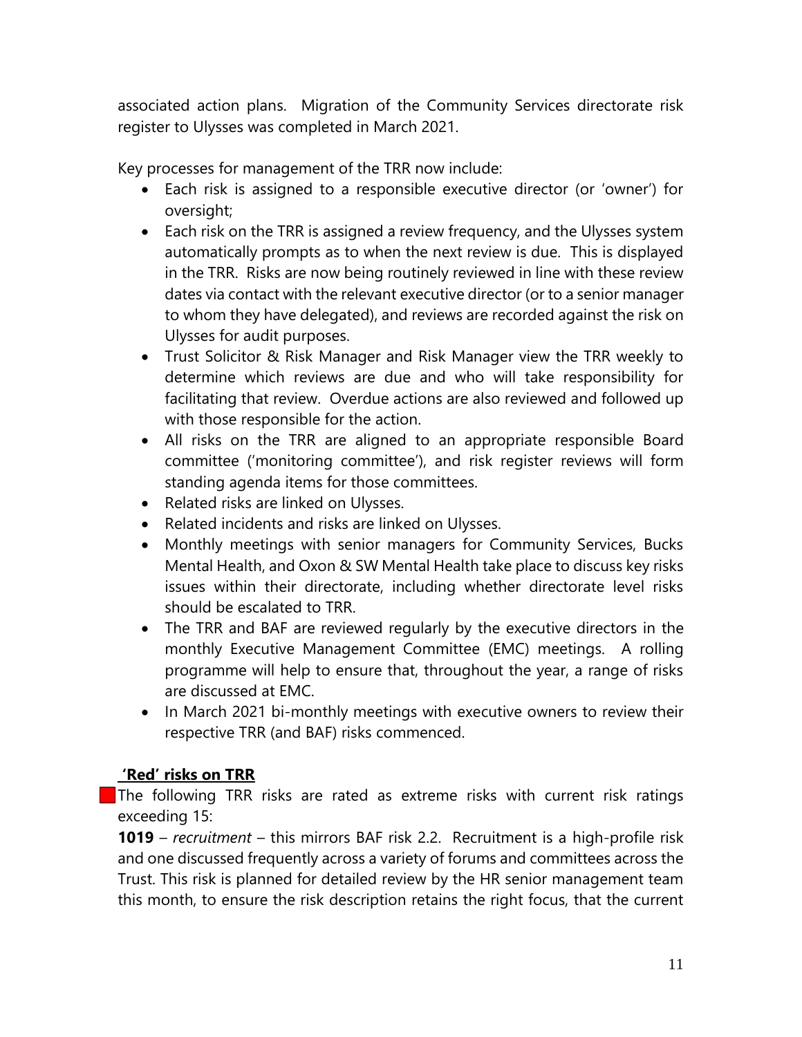associated action plans. Migration of the Community Services directorate risk register to Ulysses was completed in March 2021.

Key processes for management of the TRR now include:

- Each risk is assigned to a responsible executive director (or 'owner') for oversight;
- Each risk on the TRR is assigned a review frequency, and the Ulysses system automatically prompts as to when the next review is due. This is displayed in the TRR. Risks are now being routinely reviewed in line with these review dates via contact with the relevant executive director (or to a senior manager to whom they have delegated), and reviews are recorded against the risk on Ulysses for audit purposes.
- Trust Solicitor & Risk Manager and Risk Manager view the TRR weekly to determine which reviews are due and who will take responsibility for facilitating that review. Overdue actions are also reviewed and followed up with those responsible for the action.
- All risks on the TRR are aligned to an appropriate responsible Board committee ('monitoring committee'), and risk register reviews will form standing agenda items for those committees.
- Related risks are linked on Ulysses.
- Related incidents and risks are linked on Ulysses.
- Monthly meetings with senior managers for Community Services, Bucks Mental Health, and Oxon & SW Mental Health take place to discuss key risks issues within their directorate, including whether directorate level risks should be escalated to TRR.
- The TRR and BAF are reviewed regularly by the executive directors in the monthly Executive Management Committee (EMC) meetings. A rolling programme will help to ensure that, throughout the year, a range of risks are discussed at EMC.
- In March 2021 bi-monthly meetings with executive owners to review their respective TRR (and BAF) risks commenced.

**'Red' risks on TRR**

The following TRR risks are rated as extreme risks with current risk ratings exceeding 15:

**1019** – *recruitment* – this mirrors BAF risk 2.2. Recruitment is a high-profile risk and one discussed frequently across a variety of forums and committees across the Trust. This risk is planned for detailed review by the HR senior management team this month, to ensure the risk description retains the right focus, that the current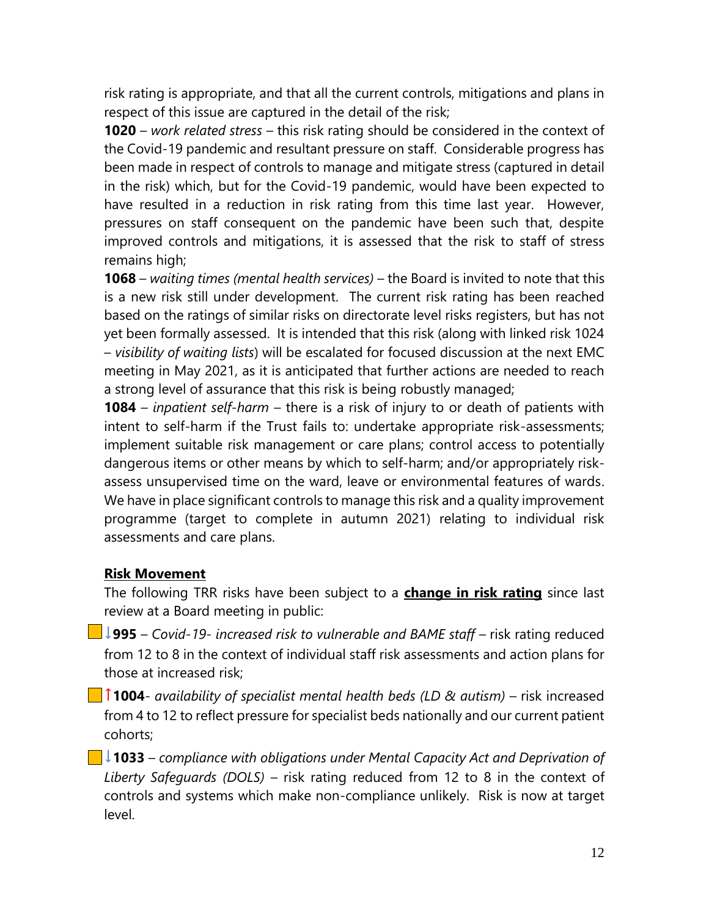risk rating is appropriate, and that all the current controls, mitigations and plans in respect of this issue are captured in the detail of the risk;

**1020** – *work related stress* – this risk rating should be considered in the context of the Covid-19 pandemic and resultant pressure on staff. Considerable progress has been made in respect of controls to manage and mitigate stress (captured in detail in the risk) which, but for the Covid-19 pandemic, would have been expected to have resulted in a reduction in risk rating from this time last year. However, pressures on staff consequent on the pandemic have been such that, despite improved controls and mitigations, it is assessed that the risk to staff of stress remains high;

**1068** – *waiting times (mental health services)* – the Board is invited to note that this is a new risk still under development. The current risk rating has been reached based on the ratings of similar risks on directorate level risks registers, but has not yet been formally assessed. It is intended that this risk (along with linked risk 1024 – *visibility of waiting lists*) will be escalated for focused discussion at the next EMC meeting in May 2021, as it is anticipated that further actions are needed to reach a strong level of assurance that this risk is being robustly managed;

**1084** – *inpatient self-harm* – there is a risk of injury to or death of patients with intent to self-harm if the Trust fails to: undertake appropriate risk-assessments; implement suitable risk management or care plans; control access to potentially dangerous items or other means by which to self-harm; and/or appropriately risk-assess unsupervised time on the ward, leave or environmental features of wards. We have in place significant controls to manage this risk and a quality improvement programme (target to complete in autumn 2021) relating to individual risk assessments and care plans.

**Risk Movement**

The following TRR risks have been subject to a **change in risk rating** since last review at a Board meeting in public:

- ↓**995** – *Covid-19- increased risk to vulnerable and BAME staff* – risk rating reduced from 12 to 8 in the context of individual staff risk assessments and action plans for those at increased risk;
- ↑**1004**- *availability of specialist mental health beds (LD & autism)* – risk increased from 4 to 12 to reflect pressure for specialist beds nationally and our current patient cohorts;
- ↓**1033** – *compliance with obligations under Mental Capacity Act and Deprivation of Liberty Safeguards (DOLS)* – risk rating reduced from 12 to 8 in the context of controls and systems which make non-compliance unlikely. Risk is now at target level.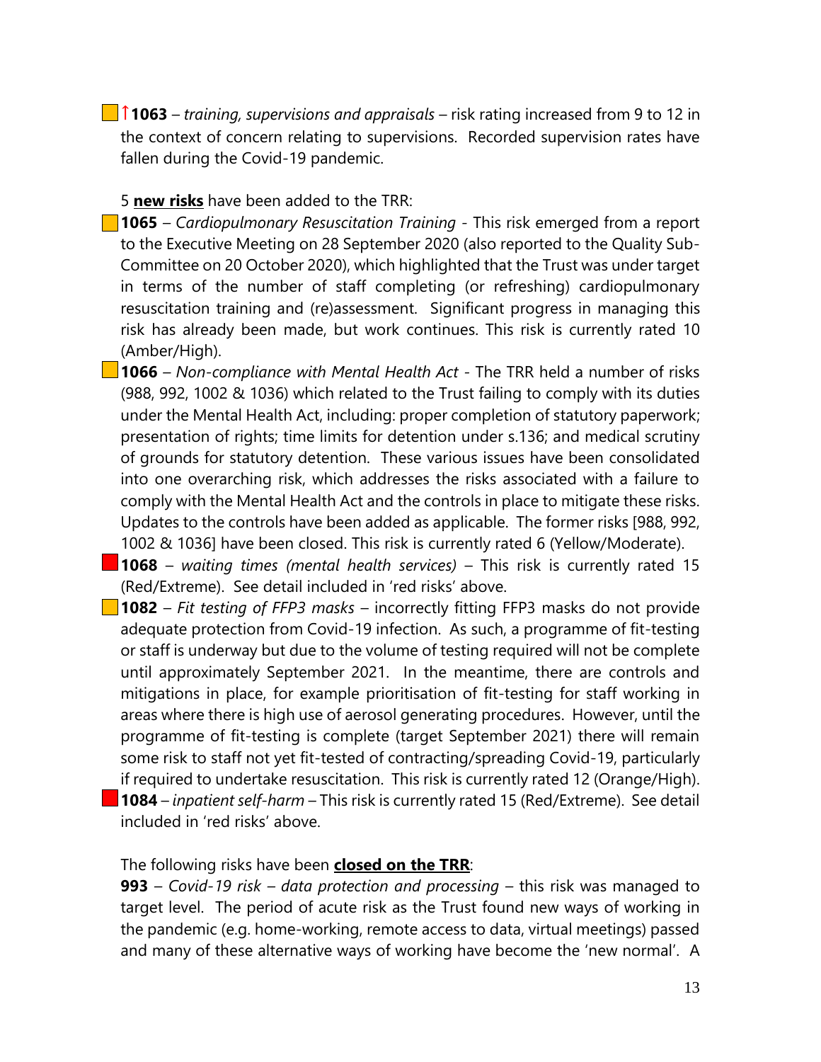↑**1063** – *training, supervisions and appraisals* – risk rating increased from 9 to 12 in the context of concern relating to supervisions. Recorded supervision rates have fallen during the Covid-19 pandemic.

5 **new risks** have been added to the TRR:

- **1065** – *Cardiopulmonary Resuscitation Training* - This risk emerged from a report to the Executive Meeting on 28 September 2020 (also reported to the Quality Sub-Committee on 20 October 2020), which highlighted that the Trust was under target in terms of the number of staff completing (or refreshing) cardiopulmonary resuscitation training and (re)assessment. Significant progress in managing this risk has already been made, but work continues. This risk is currently rated 10 (Amber/High).
- **1066** – *Non-compliance with Mental Health Act* - The TRR held a number of risks (988, 992, 1002 & 1036) which related to the Trust failing to comply with its duties under the Mental Health Act, including: proper completion of statutory paperwork; presentation of rights; time limits for detention under s.136; and medical scrutiny of grounds for statutory detention. These various issues have been consolidated into one overarching risk, which addresses the risks associated with a failure to comply with the Mental Health Act and the controls in place to mitigate these risks. Updates to the controls have been added as applicable. The former risks [988, 992, 1002 & 1036] have been closed. This risk is currently rated 6 (Yellow/Moderate).
- **1068** – *waiting times (mental health services)* – This risk is currently rated 15 (Red/Extreme). See detail included in 'red risks' above.
- **1082** – *Fit testing of FFP3 masks* – incorrectly fitting FFP3 masks do not provide adequate protection from Covid-19 infection. As such, a programme of fit-testing or staff is underway but due to the volume of testing required will not be complete until approximately September 2021. In the meantime, there are controls and mitigations in place, for example prioritisation of fit-testing for staff working in areas where there is high use of aerosol generating procedures. However, until the programme of fit-testing is complete (target September 2021) there will remain some risk to staff not yet fit-tested of contracting/spreading Covid-19, particularly if required to undertake resuscitation. This risk is currently rated 12 (Orange/High).
- **1084** – *inpatient self-harm* – This risk is currently rated 15 (Red/Extreme). See detail included in 'red risks' above.

The following risks have been **closed on the TRR**:

**993** – *Covid-19 risk – data protection and processing* – this risk was managed to target level. The period of acute risk as the Trust found new ways of working in the pandemic (e.g. home-working, remote access to data, virtual meetings) passed and many of these alternative ways of working have become the 'new normal'. A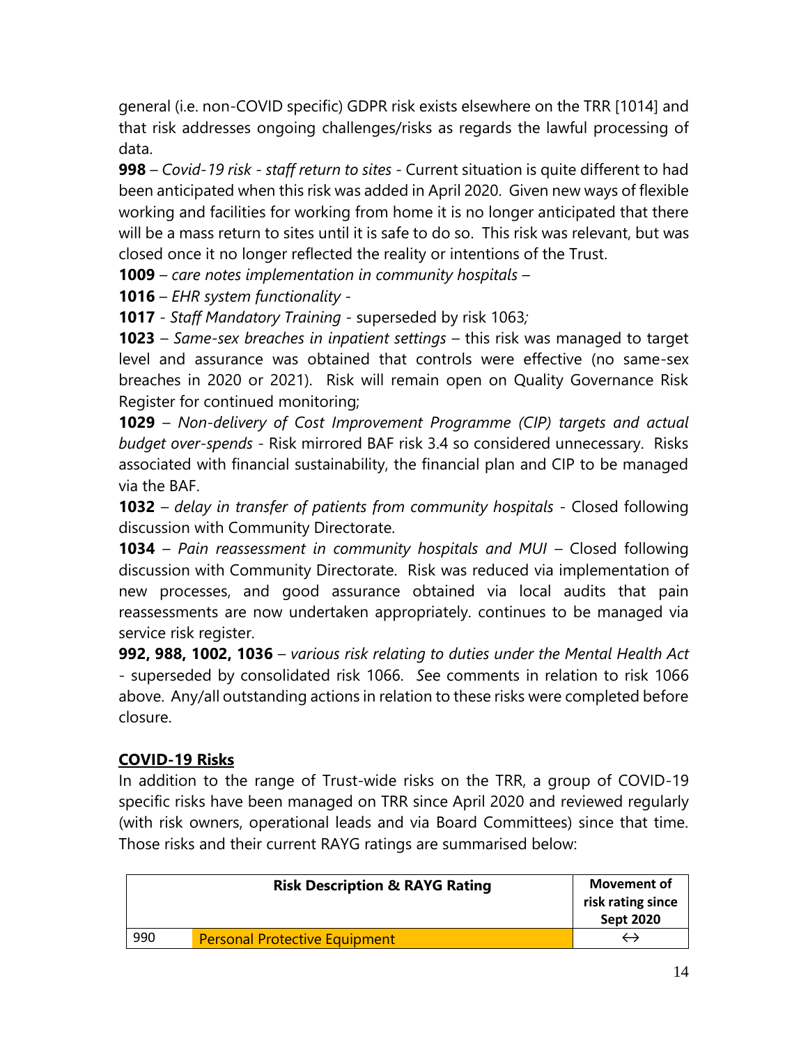general (i.e. non-COVID specific) GDPR risk exists elsewhere on the TRR [1014] and that risk addresses ongoing challenges/risks as regards the lawful processing of data.

**998** – *Covid-19 risk - staff return to sites* - Current situation is quite different to had been anticipated when this risk was added in April 2020. Given new ways of flexible working and facilities for working from home it is no longer anticipated that there will be a mass return to sites until it is safe to do so. This risk was relevant, but was closed once it no longer reflected the reality or intentions of the Trust.

**1009** – *care notes implementation in community hospitals* –

**1016** – *EHR system functionality* -

**1017** - *Staff Mandatory Training* - superseded by risk 1063*;*

**1023** – *Same-sex breaches in inpatient settings* – this risk was managed to target level and assurance was obtained that controls were effective (no same-sex breaches in 2020 or 2021). Risk will remain open on Quality Governance Risk Register for continued monitoring;

**1029** – *Non-delivery of Cost Improvement Programme (CIP) targets and actual budget over-spends* - Risk mirrored BAF risk 3.4 so considered unnecessary. Risks associated with financial sustainability, the financial plan and CIP to be managed via the BAF.

**1032** – *delay in transfer of patients from community hospitals* - Closed following discussion with Community Directorate.

**1034** – *Pain reassessment in community hospitals and MUI* – Closed following discussion with Community Directorate. Risk was reduced via implementation of new processes, and good assurance obtained via local audits that pain reassessments are now undertaken appropriately. continues to be managed via service risk register.

**992, 988, 1002, 1036** – *various risk relating to duties under the Mental Health Act* - superseded by consolidated risk 1066. *S*ee comments in relation to risk 1066 above. Any/all outstanding actions in relation to these risks were completed before closure.

## COVID-19 Risks

In addition to the range of Trust-wide risks on the TRR, a group of COVID-19 specific risks have been managed on TRR since April 2020 and reviewed regularly (with risk owners, operational leads and via Board Committees) since that time. Those risks and their current RAYG ratings are summarised below:

| | Risk Description & RAYG Rating | Movement of risk rating since Sept 2020 |
|---|---|---|
| 990 | Personal Protective Equipment | ↔ |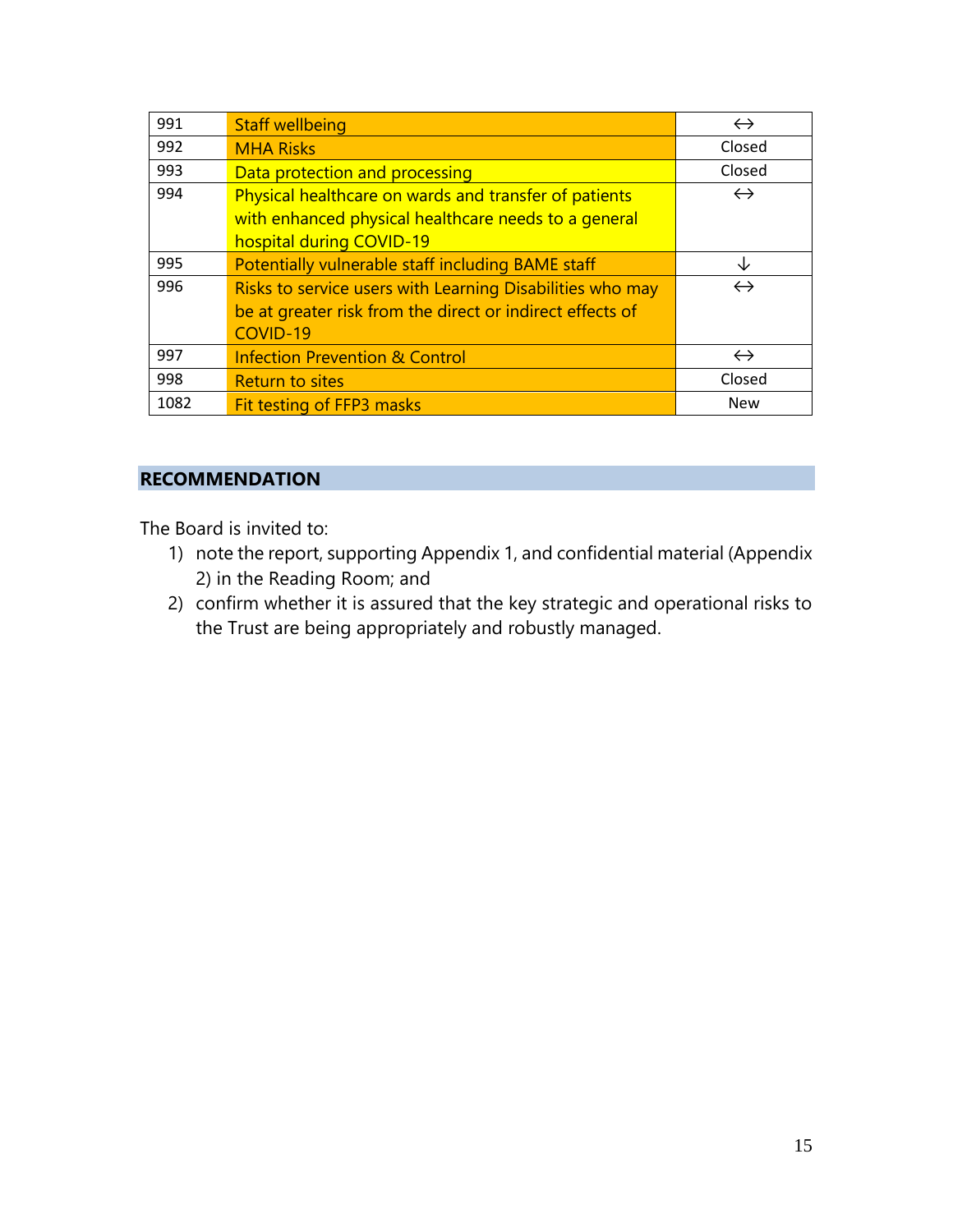| | | |
|---|---|---|
| 991 | Staff wellbeing | ↔ |
| 992 | MHA Risks | Closed |
| 993 | Data protection and processing | Closed |
| 994 | Physical healthcare on wards and transfer of patients with enhanced physical healthcare needs to a general hospital during COVID-19 | ↔ |
| 995 | Potentially vulnerable staff including BAME staff | ↓ |
| 996 | Risks to service users with Learning Disabilities who may be at greater risk from the direct or indirect effects of COVID-19 | ↔ |
| 997 | Infection Prevention & Control | ↔ |
| 998 | Return to sites | Closed |
| 1082 | Fit testing of FFP3 masks | New |

## RECOMMENDATION

The Board is invited to:

1) note the report, supporting Appendix 1, and confidential material (Appendix 2) in the Reading Room; and
2) confirm whether it is assured that the key strategic and operational risks to the Trust are being appropriately and robustly managed.